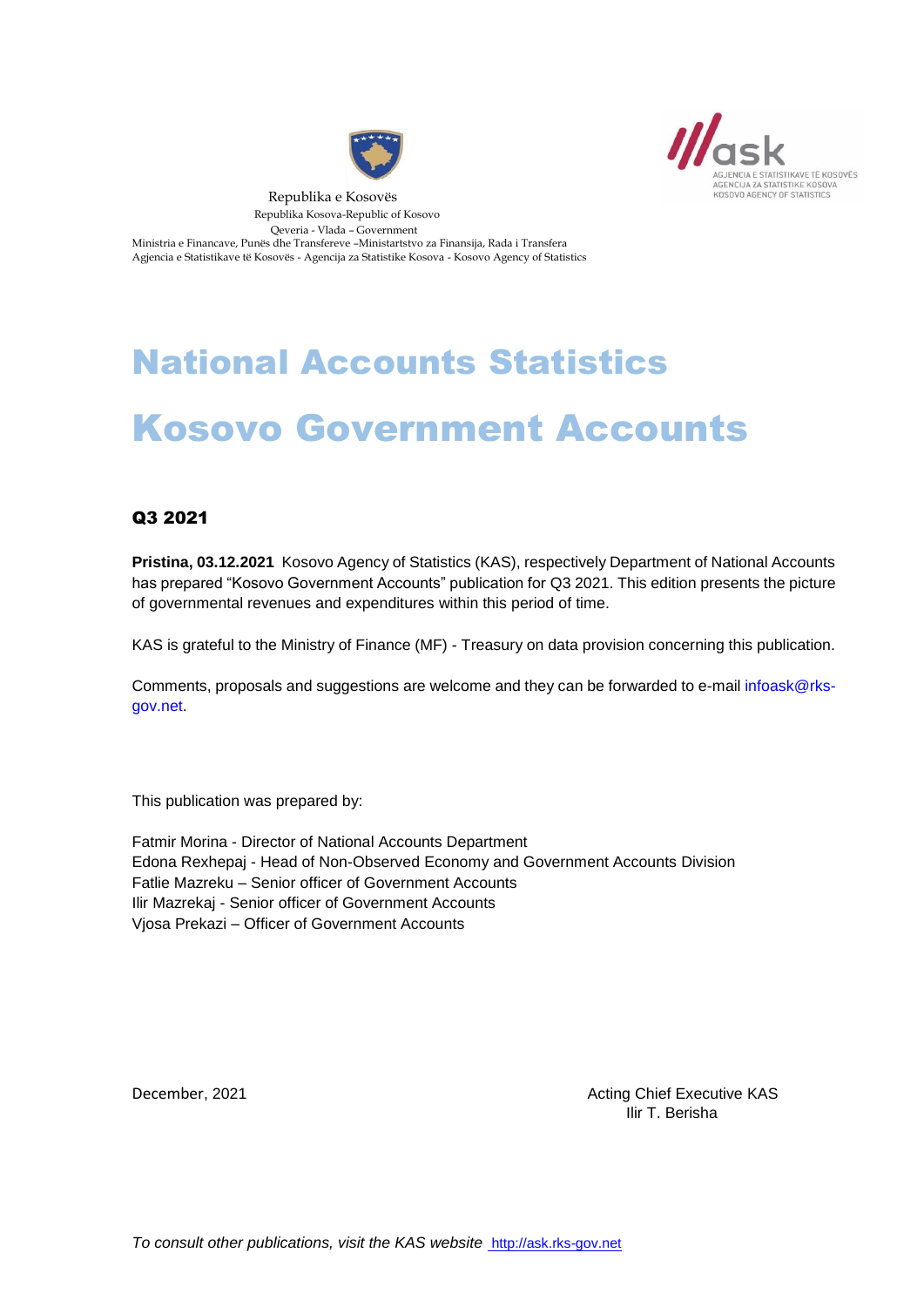Republika e Kosovës
Republika Kosova-Republic of Kosovo
Qeveria - Vlada – Government
Ministria e Financave, Punës dhe Transfereve –Ministartstvo za Finansija, Rada i Transfera
Agjencia e Statistikave të Kosovës - Agencija za Statistike Kosova - Kosovo Agency of Statistics

ask
AGJENCIA E STATISTIKAVE TË KOSOVËS
AGENCIJA ZA STATISTIKE KOSOVA
KOSOVO AGENCY OF STATISTICS

# National Accounts Statistics

# Kosovo Government Accounts

### Q3 2021

**Pristina, 03.12.2021** Kosovo Agency of Statistics (KAS), respectively Department of National Accounts has prepared "Kosovo Government Accounts" publication for Q3 2021. This edition presents the picture of governmental revenues and expenditures within this period of time.

KAS is grateful to the Ministry of Finance (MF) - Treasury on data provision concerning this publication.

Comments, proposals and suggestions are welcome and they can be forwarded to e-mail infoask@rks-gov.net.

This publication was prepared by:

Fatmir Morina - Director of National Accounts Department
Edona Rexhepaj - Head of Non-Observed Economy and Government Accounts Division
Fatlie Mazreku – Senior officer of Government Accounts
Ilir Mazrekaj - Senior officer of Government Accounts
Vjosa Prekazi – Officer of Government Accounts

December, 2021

Acting Chief Executive KAS
Ilir T. Berisha

*To consult other publications, visit the KAS website* http://ask.rks-gov.net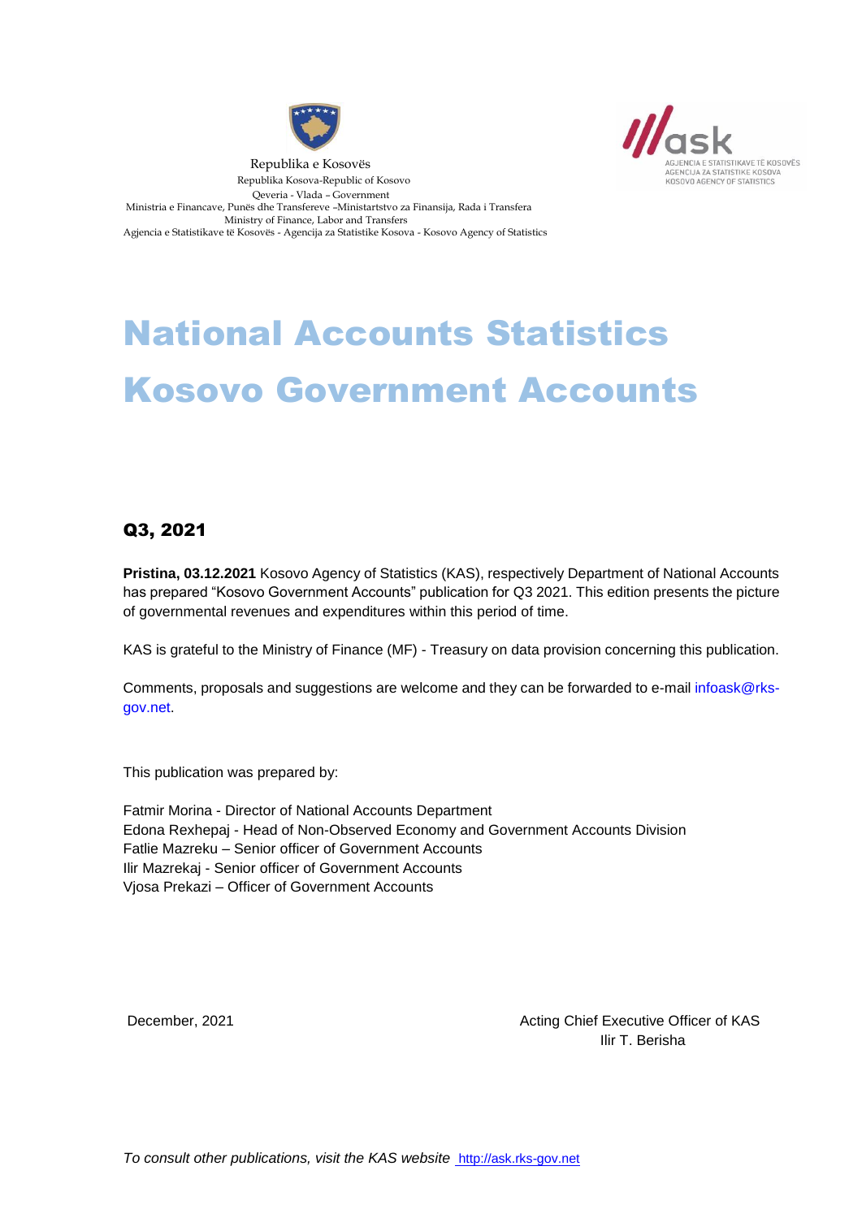Republika e Kosovës
Republika Kosova-Republic of Kosovo
Qeveria - Vlada – Government
Ministria e Financave, Punës dhe Transfereve –Ministartstvo za Finansija, Rada i Transfera
Ministry of Finance, Labor and Transfers
Agjencia e Statistikave të Kosovës - Agencija za Statistike Kosova - Kosovo Agency of Statistics

AGJENCIA E STATISTIKAVE TË KOSOVËS
AGENCIJA ZA STATISTIKE KOSOVA
KOSOVO AGENCY OF STATISTICS

# National Accounts Statistics

# Kosovo Government Accounts

## Q3, 2021

**Pristina, 03.12.2021** Kosovo Agency of Statistics (KAS), respectively Department of National Accounts has prepared "Kosovo Government Accounts" publication for Q3 2021. This edition presents the picture of governmental revenues and expenditures within this period of time.

KAS is grateful to the Ministry of Finance (MF) - Treasury on data provision concerning this publication.

Comments, proposals and suggestions are welcome and they can be forwarded to e-mail infoask@rks-gov.net.

This publication was prepared by:

Fatmir Morina - Director of National Accounts Department
Edona Rexhepaj - Head of Non-Observed Economy and Government Accounts Division
Fatlie Mazreku – Senior officer of Government Accounts
Ilir Mazrekaj - Senior officer of Government Accounts
Vjosa Prekazi – Officer of Government Accounts

December, 2021

Acting Chief Executive Officer of KAS
Ilir T. Berisha

*To consult other publications, visit the KAS website* http://ask.rks-gov.net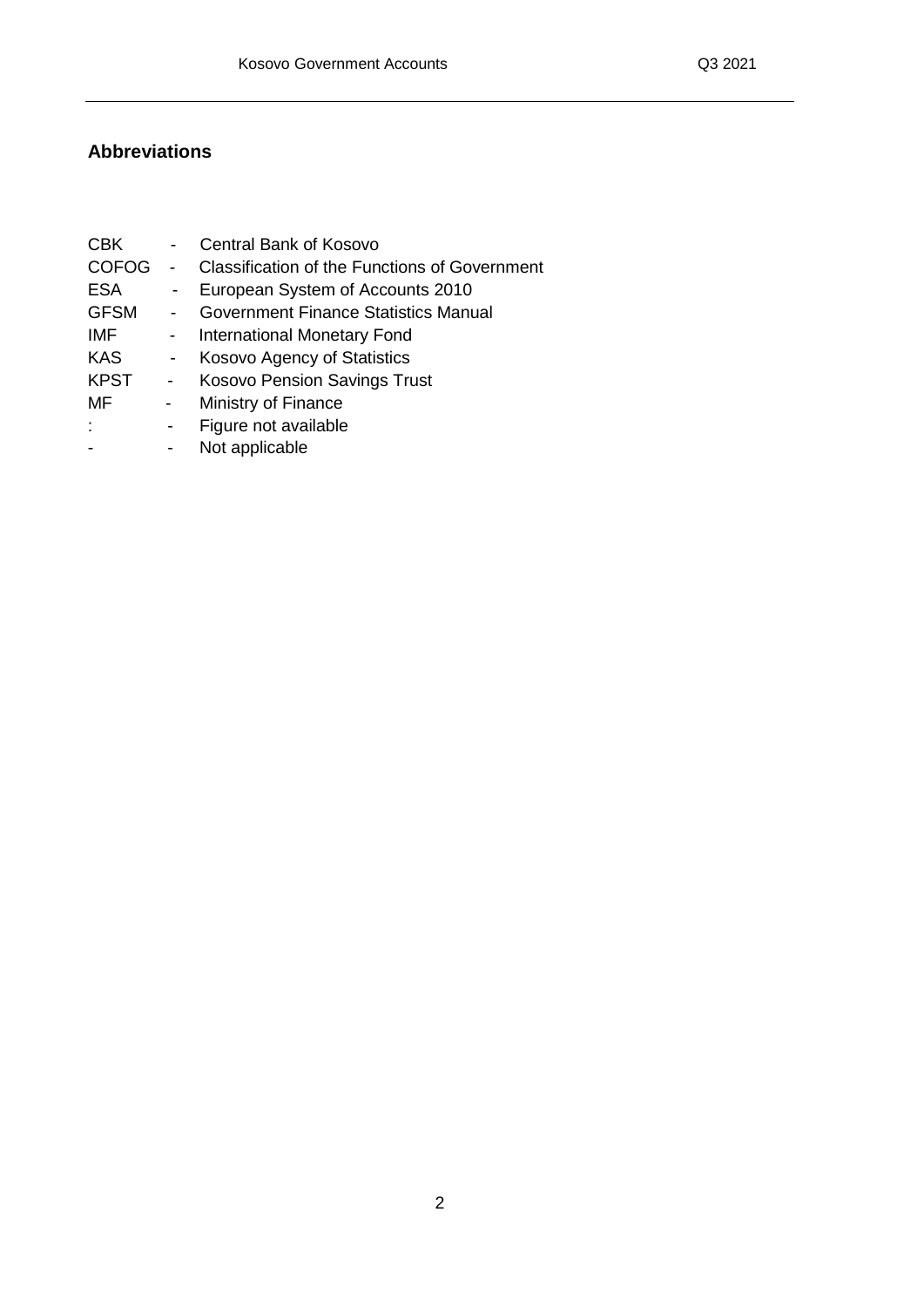## Abbreviations

| | | |
|---|---|---|
| CBK | - | Central Bank of Kosovo |
| COFOG | - | Classification of the Functions of Government |
| ESA | - | European System of Accounts 2010 |
| GFSM | - | Government Finance Statistics Manual |
| IMF | - | International Monetary Fond |
| KAS | - | Kosovo Agency of Statistics |
| KPST | - | Kosovo Pension Savings Trust |
| MF | - | Ministry of Finance |
| : | - | Figure not available |
| - | - | Not applicable |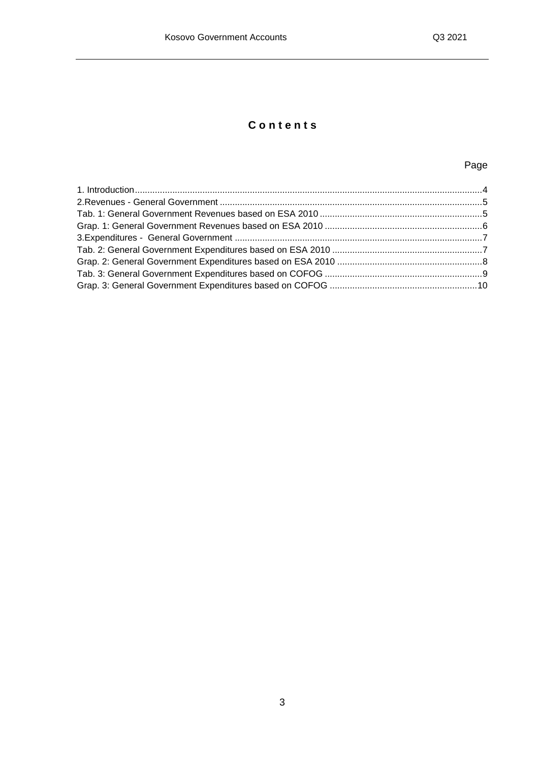# Contents

Page

1. Introduction....................................................................................................................................4
2.Revenues - General Government ......................................................................................................5
Tab. 1: General Government Revenues based on ESA 2010 ................................................................5
Grap. 1: General Government Revenues based on ESA 2010 ..............................................................6
3.Expenditures - General Government .................................................................................................7
Tab. 2: General Government Expenditures based on ESA 2010 ...........................................................7
Grap. 2: General Government Expenditures based on ESA 2010 .........................................................8
Tab. 3: General Government Expenditures based on COFOG ..............................................................9
Grap. 3: General Government Expenditures based on COFOG ...........................................................10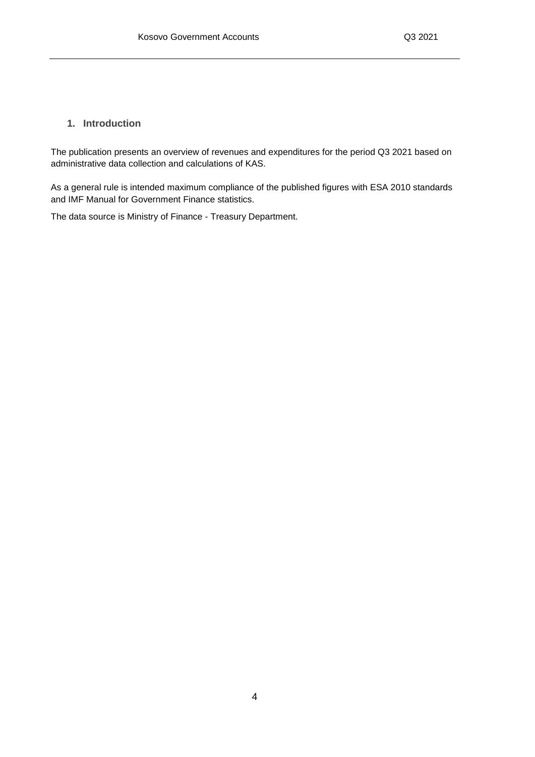## 1. Introduction

The publication presents an overview of revenues and expenditures for the period Q3 2021 based on administrative data collection and calculations of KAS.

As a general rule is intended maximum compliance of the published figures with ESA 2010 standards and IMF Manual for Government Finance statistics.

The data source is Ministry of Finance - Treasury Department.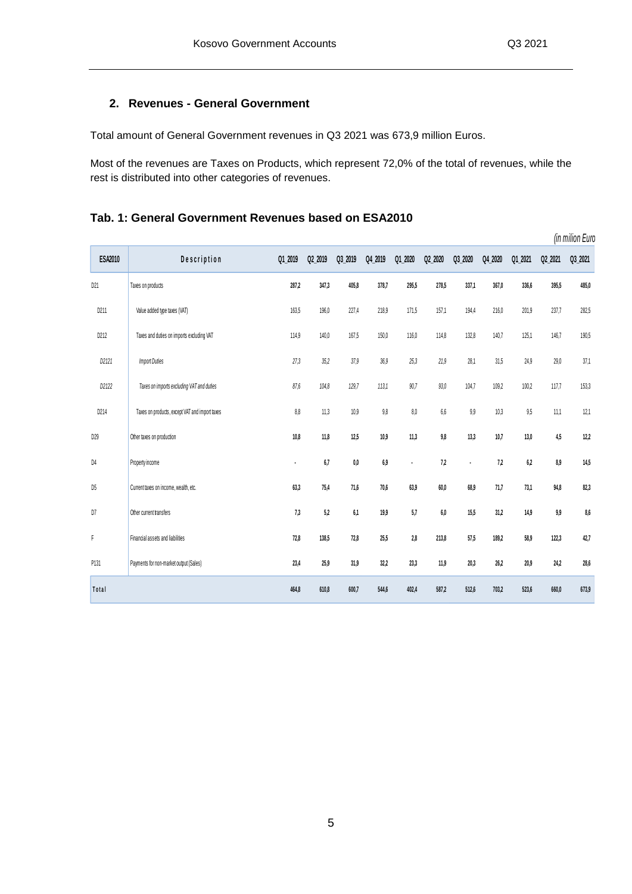## 2. Revenues - General Government

Total amount of General Government revenues in Q3 2021 was 673,9 million Euros.

Most of the revenues are Taxes on Products, which represent 72,0% of the total of revenues, while the rest is distributed into other categories of revenues.

### Tab. 1: General Government Revenues based on ESA2010

*(in milion Euro*

| ESA2010 | Description | Q1_2019 | Q2_2019 | Q3_2019 | Q4_2019 | Q1_2020 | Q2_2020 | Q3_2020 | Q4_2020 | Q1_2021 | Q2_2021 | Q3_2021 |
|---|---|---|---|---|---|---|---|---|---|---|---|---|
| D21 | Taxes on products | **287,2** | **347,3** | **405,8** | **378,7** | **295,5** | **278,5** | **337,1** | **367,0** | **336,6** | **395,5** | **485,0** |
| D211 | Value added type taxes (VAT) | 163,5 | 196,0 | 227,4 | 218,9 | 171,5 | 157,1 | 194,4 | 216,0 | 201,9 | 237,7 | 282,5 |
| D212 | Taxes and duties on imports excluding VAT | 114,9 | 140,0 | 167,5 | 150,0 | 116,0 | 114,8 | 132,8 | 140,7 | 125,1 | 146,7 | 190,5 |
| *D2121* | *Import Duties* | *27,3* | *35,2* | *37,9* | *36,9* | *25,3* | *21,9* | 28,1 | 31,5 | 24,9 | 29,0 | 37,1 |
| *D2122* | *Taxes on imports excluding VAT and duties* | *87,6* | *104,8* | *129,7* | *113,1* | *90,7* | *93,0* | 104,7 | 109,2 | 100,2 | 117,7 | 153,3 |
| D214 | Taxes on products, except VAT and import taxes | 8,8 | 11,3 | 10,9 | 9,8 | 8,0 | 6,6 | 9,9 | 10,3 | 9,5 | 11,1 | 12,1 |
| D29 | Other taxes on production | **10,8** | **11,8** | **12,5** | **10,9** | **11,3** | **9,8** | **13,3** | **10,7** | **13,0** | **4,5** | **12,2** |
| D4 | Property income | - | **6,7** | **0,0** | **6,9** | - | **7,2** | - | **7,2** | **6,2** | **8,9** | **14,5** |
| D5 | Current taxes on income, wealth, etc. | **63,3** | **75,4** | **71,6** | **70,6** | **63,9** | **60,0** | **68,9** | **71,7** | **73,1** | **94,8** | **82,3** |
| D7 | Other current transfers | **7,3** | **5,2** | **6,1** | **19,9** | **5,7** | **6,0** | **15,5** | **31,2** | **14,9** | **9,9** | **8,6** |
| F | Financial assets and liabilities | **72,8** | **138,5** | **72,8** | **25,5** | **2,8** | **213,8** | **57,5** | **189,2** | **58,9** | **122,3** | **42,7** |
| P131 | Payments for non-market output (Sales) | **23,4** | **25,9** | **31,9** | **32,2** | **23,3** | **11,9** | **20,3** | **26,2** | **20,9** | **24,2** | **28,6** |
| **Total** | | **464,8** | **610,8** | **600,7** | **544,6** | **402,4** | **587,2** | **512,6** | **703,2** | **523,6** | **660,0** | **673,9** |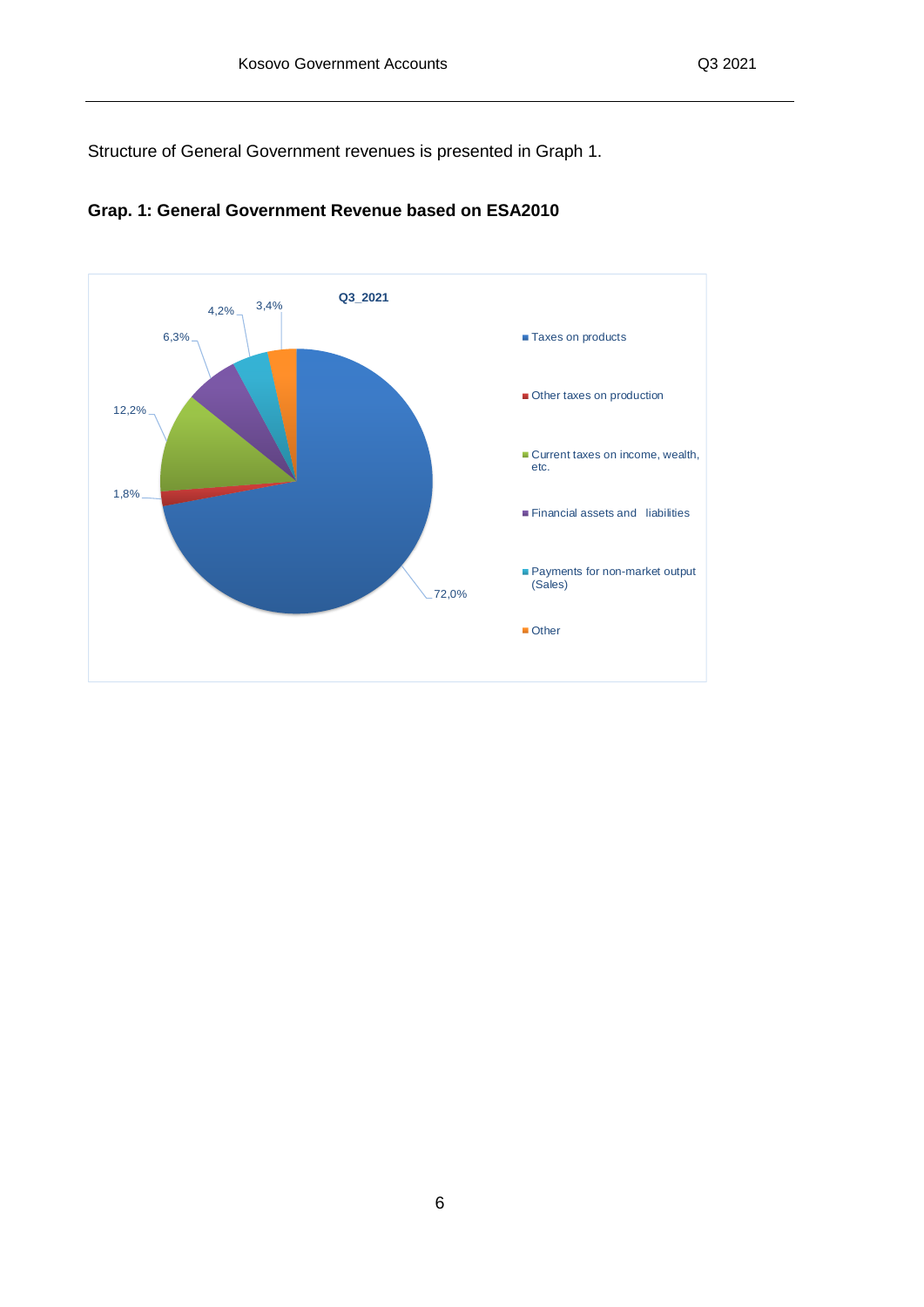Structure of General Government revenues is presented in Graph 1.

**Grap. 1: General Government Revenue based on ESA2010**

**Q3_2021**

| Category | Share |
|---|---|
| Taxes on products | 72,0% |
| Other taxes on production | 1,8% |
| Current taxes on income, wealth, etc. | 12,2% |
| Financial assets and liabilities | 6,3% |
| Payments for non-market output (Sales) | 4,2% |
| Other | 3,4% |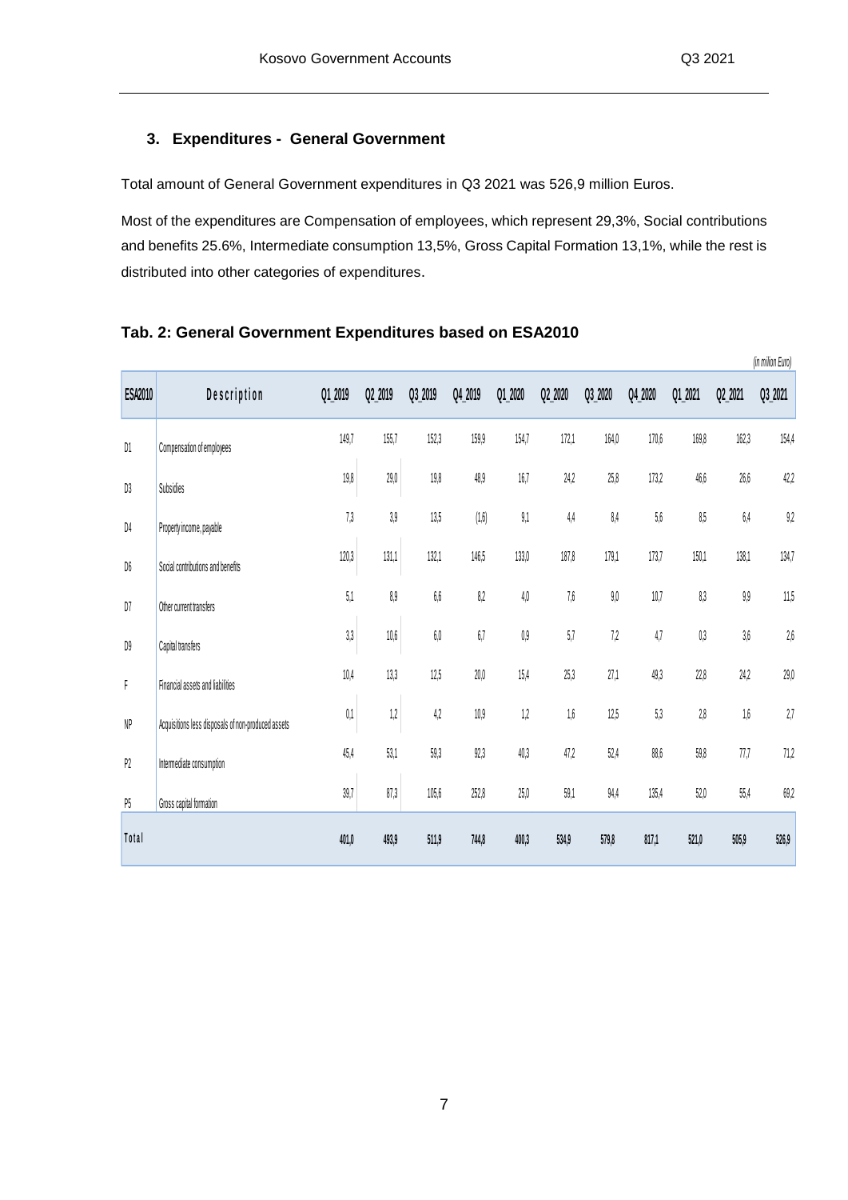### 3. Expenditures - General Government

Total amount of General Government expenditures in Q3 2021 was 526,9 million Euros.

Most of the expenditures are Compensation of employees, which represent 29,3%, Social contributions and benefits 25.6%, Intermediate consumption 13,5%, Gross Capital Formation 13,1%, while the rest is distributed into other categories of expenditures.

**Tab. 2: General Government Expenditures based on ESA2010**

*(in million Euro)*

| ESA2010 | Description | Q1_2019 | Q2_2019 | Q3_2019 | Q4_2019 | Q1_2020 | Q2_2020 | Q3_2020 | Q4_2020 | Q1_2021 | Q2_2021 | Q3_2021 |
|---|---|---|---|---|---|---|---|---|---|---|---|---|
| D1 | Compensation of employees | 149,7 | 155,7 | 152,3 | 159,9 | 154,7 | 172,1 | 164,0 | 170,6 | 169,8 | 162,3 | 154,4 |
| D3 | Subsidies | 19,8 | 29,0 | 19,8 | 48,9 | 16,7 | 24,2 | 25,8 | 173,2 | 46,6 | 26,6 | 42,2 |
| D4 | Property income, payable | 7,3 | 3,9 | 13,5 | (1,6) | 9,1 | 4,4 | 8,4 | 5,6 | 8,5 | 6,4 | 9,2 |
| D6 | Social contributions and benefits | 120,3 | 131,1 | 132,1 | 146,5 | 133,0 | 187,8 | 179,1 | 173,7 | 150,1 | 138,1 | 134,7 |
| D7 | Other current transfers | 5,1 | 8,9 | 6,6 | 8,2 | 4,0 | 7,6 | 9,0 | 10,7 | 8,3 | 9,9 | 11,5 |
| D9 | Capital transfers | 3,3 | 10,6 | 6,0 | 6,7 | 0,9 | 5,7 | 7,2 | 4,7 | 0,3 | 3,6 | 2,6 |
| F | Financial assets and liabilities | 10,4 | 13,3 | 12,5 | 20,0 | 15,4 | 25,3 | 27,1 | 49,3 | 22,8 | 24,2 | 29,0 |
| NP | Acquisitions less disposals of non-produced assets | 0,1 | 1,2 | 4,2 | 10,9 | 1,2 | 1,6 | 12,5 | 5,3 | 2,8 | 1,6 | 2,7 |
| P2 | Intermediate consumption | 45,4 | 53,1 | 59,3 | 92,3 | 40,3 | 47,2 | 52,4 | 88,6 | 59,8 | 77,7 | 71,2 |
| P5 | Gross capital formation | 39,7 | 87,3 | 105,6 | 252,8 | 25,0 | 59,1 | 94,4 | 135,4 | 52,0 | 55,4 | 69,2 |
| **Total** | | **401,0** | **493,9** | **511,9** | **744,8** | **400,3** | **534,9** | **579,8** | **817,1** | **521,0** | **505,9** | **526,9** |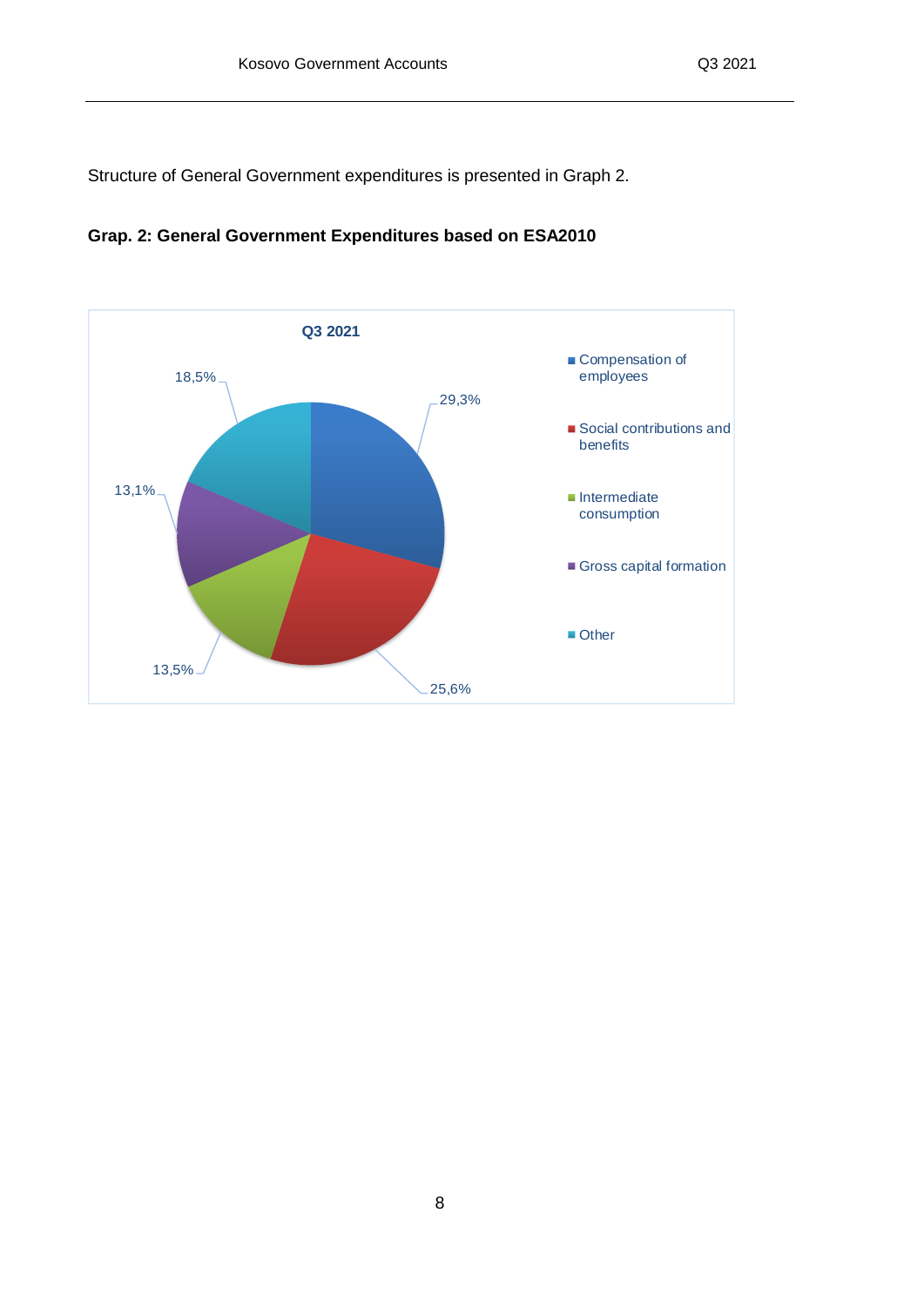Structure of General Government expenditures is presented in Graph 2.

**Grap. 2: General Government Expenditures based on ESA2010**

**Q3 2021**

| Category | Share |
|---|---|
| Compensation of employees | 29,3% |
| Social contributions and benefits | 25,6% |
| Intermediate consumption | 13,5% |
| Gross capital formation | 13,1% |
| Other | 18,5% |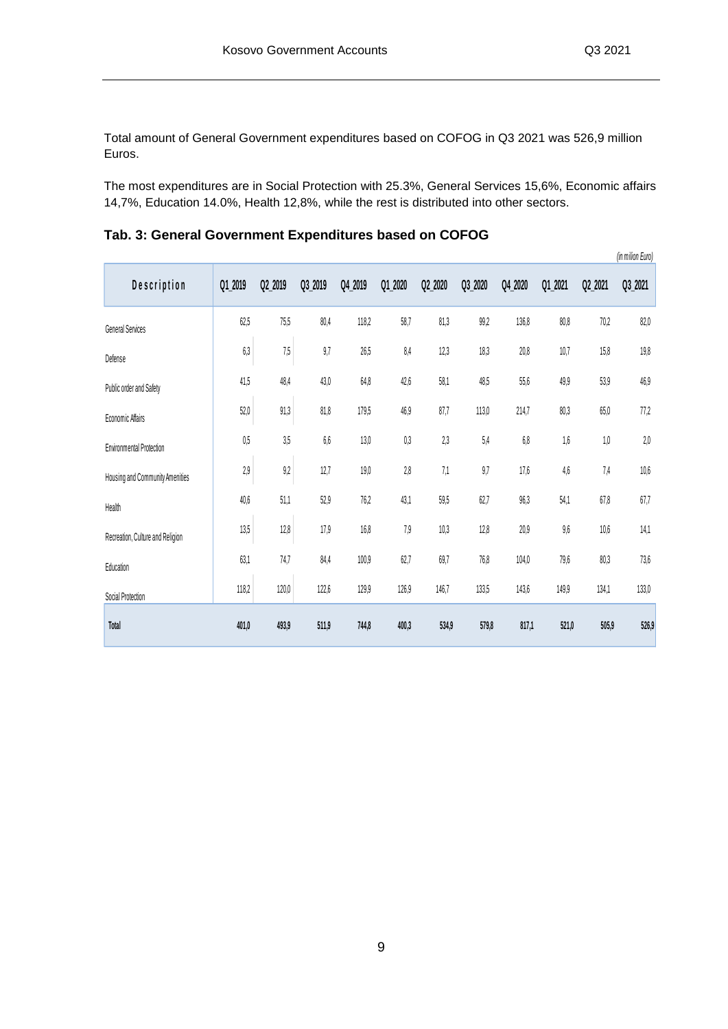Total amount of General Government expenditures based on COFOG in Q3 2021 was 526,9 million Euros.

The most expenditures are in Social Protection with 25.3%, General Services 15,6%, Economic affairs 14,7%, Education 14.0%, Health 12,8%, while the rest is distributed into other sectors.

**Tab. 3: General Government Expenditures based on COFOG**

*(in milion Euro)*

| Description | Q1_2019 | Q2_2019 | Q3_2019 | Q4_2019 | Q1_2020 | Q2_2020 | Q3_2020 | Q4_2020 | Q1_2021 | Q2_2021 | Q3_2021 |
|---|---|---|---|---|---|---|---|---|---|---|---|
| General Services | 62,5 | 75,5 | 80,4 | 118,2 | 58,7 | 81,3 | 99,2 | 136,8 | 80,8 | 70,2 | 82,0 |
| Defense | 6,3 | 7,5 | 9,7 | 26,5 | 8,4 | 12,3 | 18,3 | 20,8 | 10,7 | 15,8 | 19,8 |
| Public order and Safety | 41,5 | 48,4 | 43,0 | 64,8 | 42,6 | 58,1 | 48,5 | 55,6 | 49,9 | 53,9 | 46,9 |
| Economic Affairs | 52,0 | 91,3 | 81,8 | 179,5 | 46,9 | 87,7 | 113,0 | 214,7 | 80,3 | 65,0 | 77,2 |
| Environmental Protection | 0,5 | 3,5 | 6,6 | 13,0 | 0,3 | 2,3 | 5,4 | 6,8 | 1,6 | 1,0 | 2,0 |
| Housing and Community Amenities | 2,9 | 9,2 | 12,7 | 19,0 | 2,8 | 7,1 | 9,7 | 17,6 | 4,6 | 7,4 | 10,6 |
| Health | 40,6 | 51,1 | 52,9 | 76,2 | 43,1 | 59,5 | 62,7 | 96,3 | 54,1 | 67,8 | 67,7 |
| Recreation, Culture and Religion | 13,5 | 12,8 | 17,9 | 16,8 | 7,9 | 10,3 | 12,8 | 20,9 | 9,6 | 10,6 | 14,1 |
| Education | 63,1 | 74,7 | 84,4 | 100,9 | 62,7 | 69,7 | 76,8 | 104,0 | 79,6 | 80,3 | 73,6 |
| Social Protection | 118,2 | 120,0 | 122,6 | 129,9 | 126,9 | 146,7 | 133,5 | 143,6 | 149,9 | 134,1 | 133,0 |
| **Total** | **401,0** | **493,9** | **511,9** | **744,8** | **400,3** | **534,9** | **579,8** | **817,1** | **521,0** | **505,9** | **526,9** |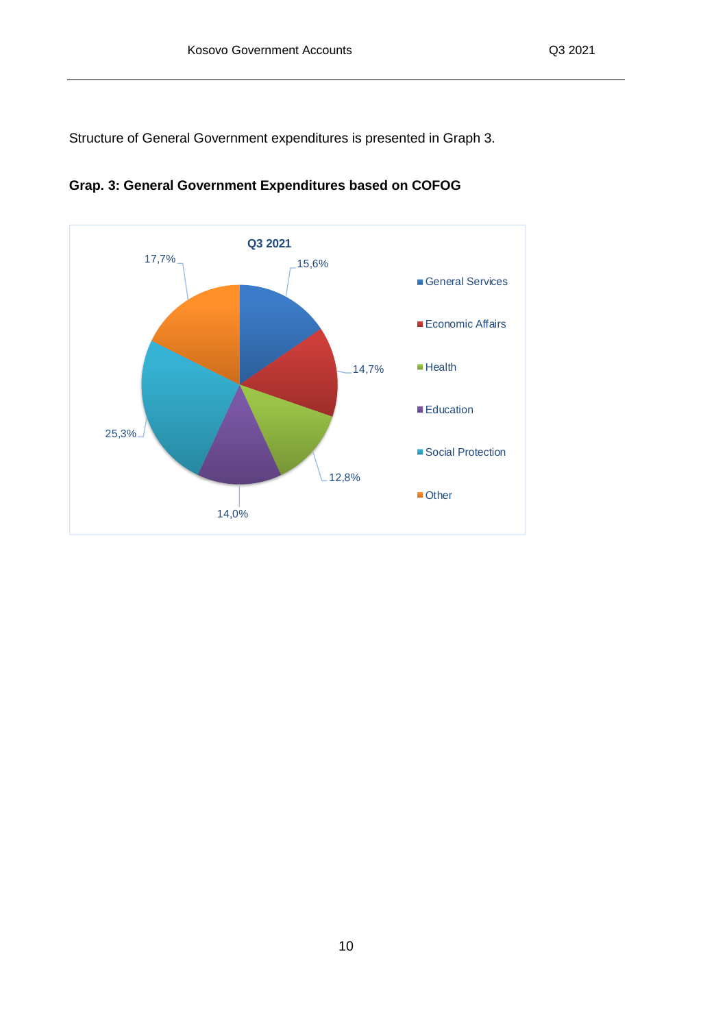Structure of General Government expenditures is presented in Graph 3.

**Grap. 3: General Government Expenditures based on COFOG**

| Q3 2021 | |
|---|---|
| General Services | 15,6% |
| Economic Affairs | 14,7% |
| Health | 12,8% |
| Education | 14,0% |
| Social Protection | 25,3% |
| Other | 17,7% |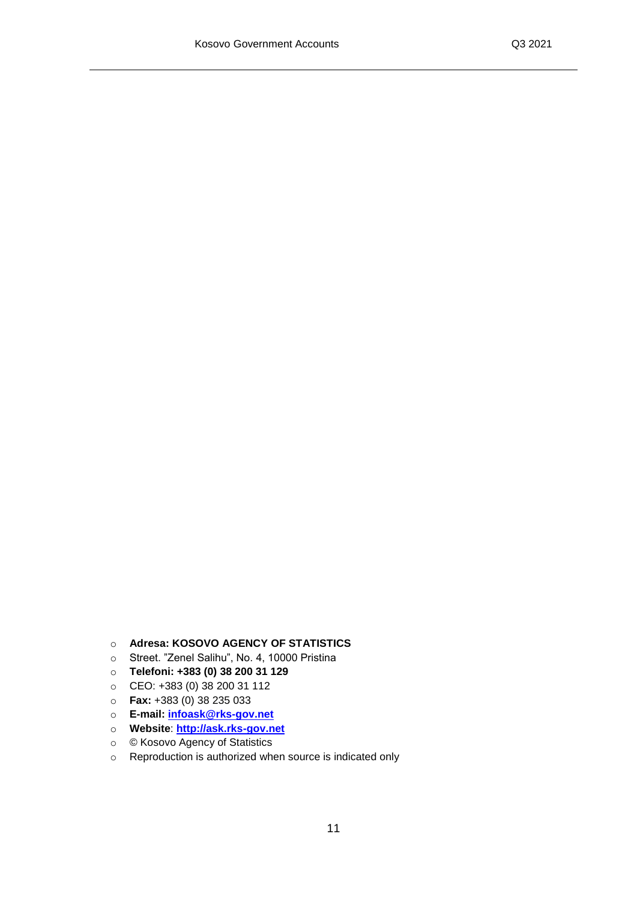- **Adresa: KOSOVO AGENCY OF STATISTICS**
- Street. "Zenel Salihu", No. 4, 10000 Pristina
- **Telefoni: +383 (0) 38 200 31 129**
- CEO: +383 (0) 38 200 31 112
- **Fax:** +383 (0) 38 235 033
- **E-mail: [infoask@rks-gov.net](mailto:infoask@rks-gov.net)**
- **Website**: **[http://ask.rks-gov.net](http://ask.rks-gov.net)**
- © Kosovo Agency of Statistics
- Reproduction is authorized when source is indicated only